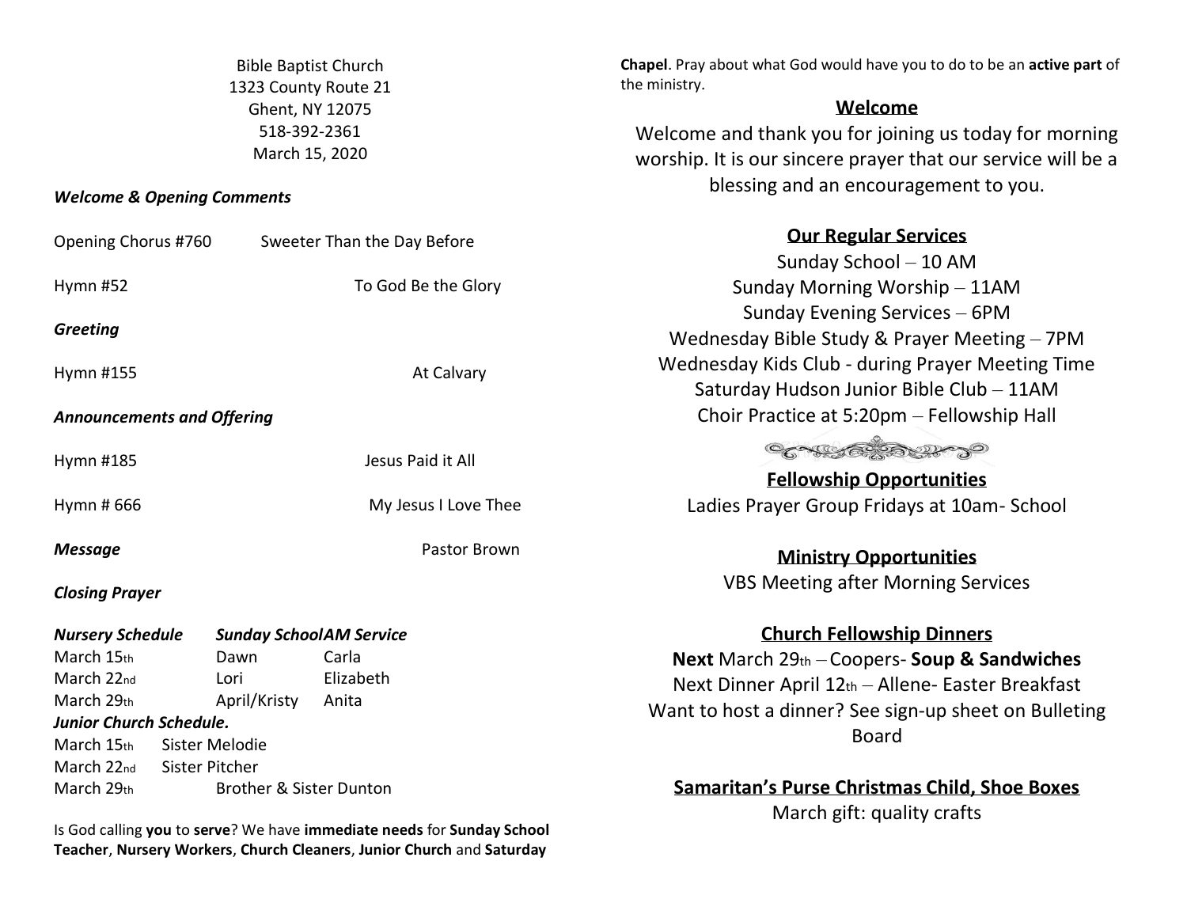Bible Baptist Church
1323 County Route 21
Ghent, NY 12075
518-392-2361
March 15, 2020

***Welcome & Opening Comments***

Opening Chorus #760 Sweeter Than the Day Before

Hymn #52 To God Be the Glory

***Greeting***

Hymn #155 At Calvary

***Announcements and Offering***

Hymn #185 Jesus Paid it All

Hymn # 666 My Jesus I Love Thee

***Message*** Pastor Brown

***Closing Prayer***

| *Nursery Schedule* | *Sunday School* | *AM Service* |
|---|---|---|
| March 15th | Dawn | Carla |
| March 22nd | Lori | Elizabeth |
| March 29th | April/Kristy | Anita |

***Junior Church Schedule.***

March 15th Sister Melodie
March 22nd Sister Pitcher
March 29th Brother & Sister Dunton

Is God calling **you** to **serve**? We have **immediate needs** for **Sunday School Teacher**, **Nursery Workers**, **Church Cleaners**, **Junior Church** and **Saturday Chapel**. Pray about what God would have you to do to be an **active part** of the ministry.

## Welcome

Welcome and thank you for joining us today for morning worship. It is our sincere prayer that our service will be a blessing and an encouragement to you.

## Our Regular Services

Sunday School – 10 AM
Sunday Morning Worship – 11AM
Sunday Evening Services – 6PM
Wednesday Bible Study & Prayer Meeting – 7PM
Wednesday Kids Club - during Prayer Meeting Time
Saturday Hudson Junior Bible Club – 11AM
Choir Practice at 5:20pm – Fellowship Hall

## Fellowship Opportunities

Ladies Prayer Group Fridays at 10am- School

## Ministry Opportunities

VBS Meeting after Morning Services

## Church Fellowship Dinners

**Next** March 29th – Coopers- **Soup & Sandwiches**
Next Dinner April 12th – Allene- Easter Breakfast
Want to host a dinner? See sign-up sheet on Bulleting Board

## Samaritan's Purse Christmas Child, Shoe Boxes

March gift: quality crafts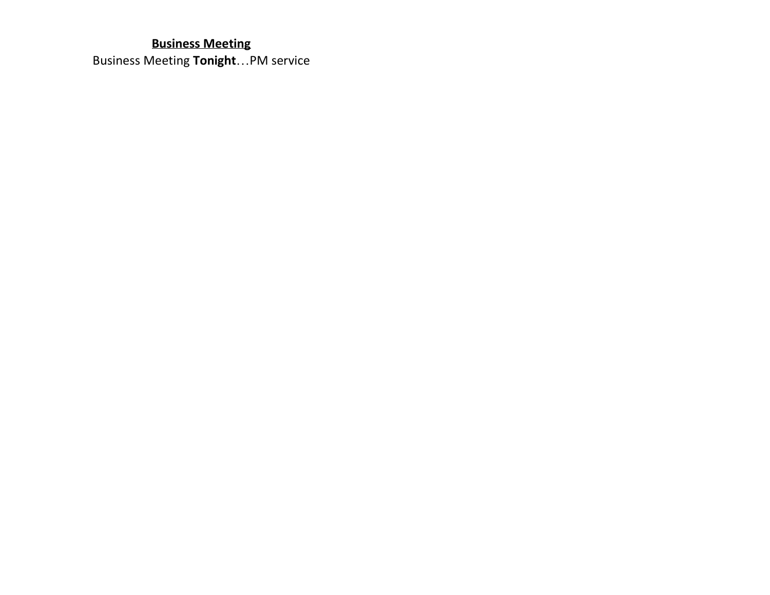**<u>Business Meeting</u>**

Business Meeting **Tonight**…PM service